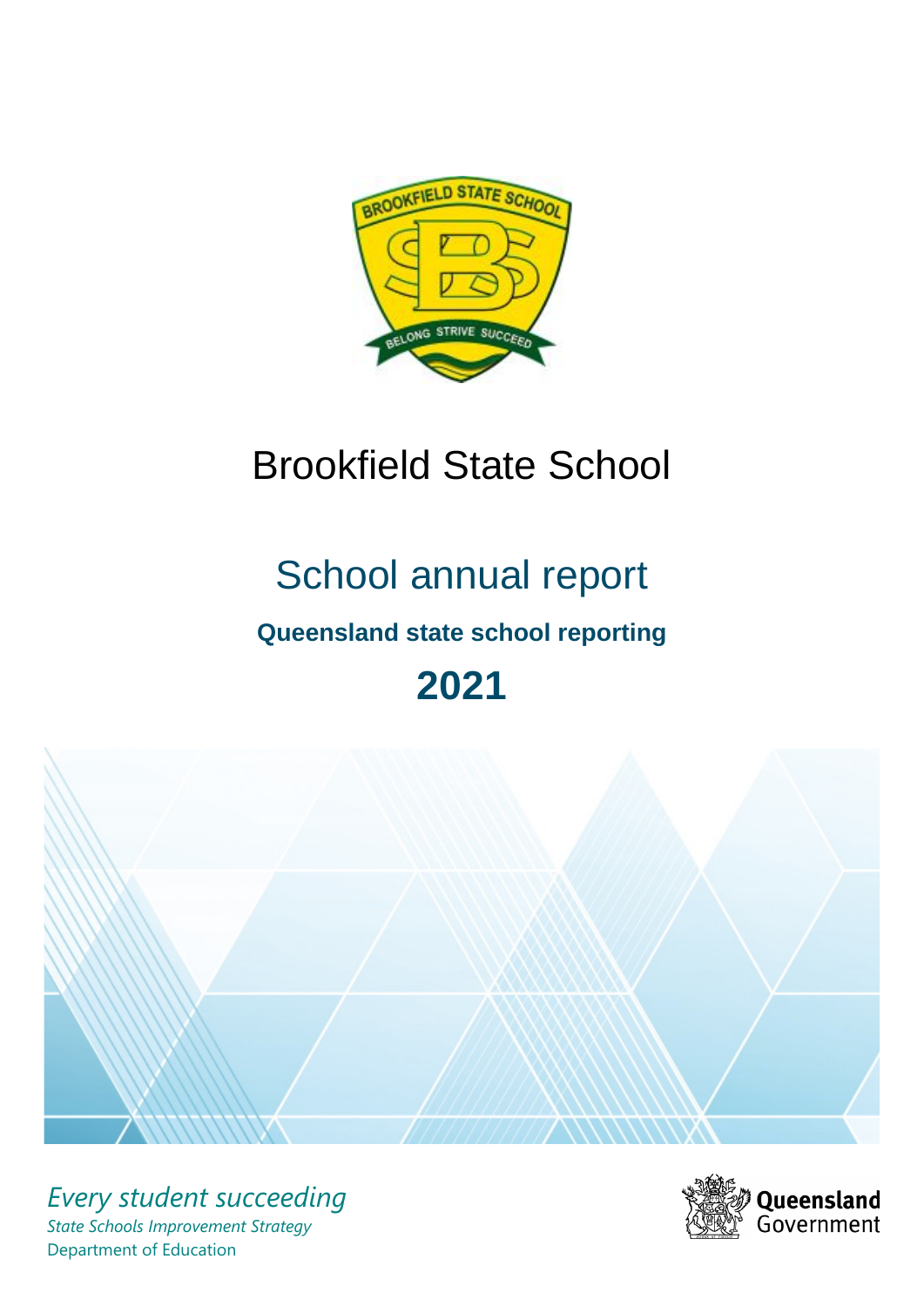# Brookfield State School

## School annual report

### Queensland state school reporting

## 2021

*Every student succeeding*

*State Schools Improvement Strategy*

Department of Education

Queensland Government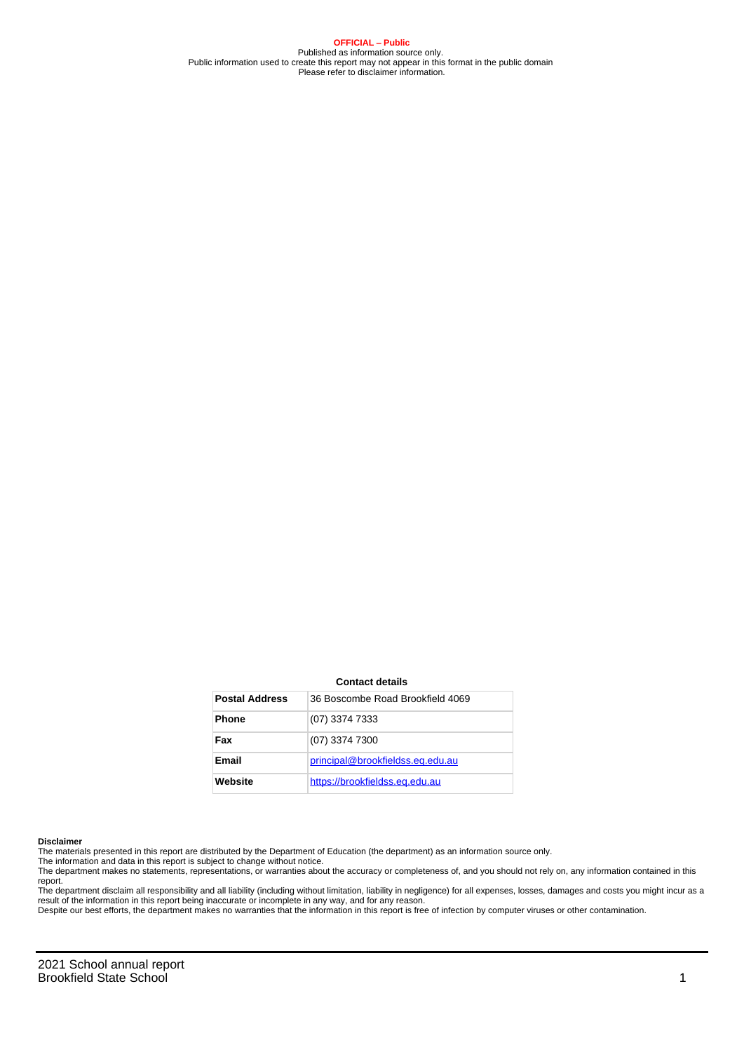**OFFICIAL – Public**

Published as information source only.
Public information used to create this report may not appear in this format in the public domain
Please refer to disclaimer information.

**Contact details**

| **Postal Address** | 36 Boscombe Road Brookfield 4069 |
|---|---|
| **Phone** | (07) 3374 7333 |
| **Fax** | (07) 3374 7300 |
| **Email** | principal@brookfieldss.eq.edu.au |
| **Website** | https://brookfieldss.eq.edu.au |

**Disclaimer**

The materials presented in this report are distributed by the Department of Education (the department) as an information source only.

The information and data in this report is subject to change without notice.

The department makes no statements, representations, or warranties about the accuracy or completeness of, and you should not rely on, any information contained in this report.

The department disclaim all responsibility and all liability (including without limitation, liability in negligence) for all expenses, losses, damages and costs you might incur as a result of the information in this report being inaccurate or incomplete in any way, and for any reason.

Despite our best efforts, the department makes no warranties that the information in this report is free of infection by computer viruses or other contamination.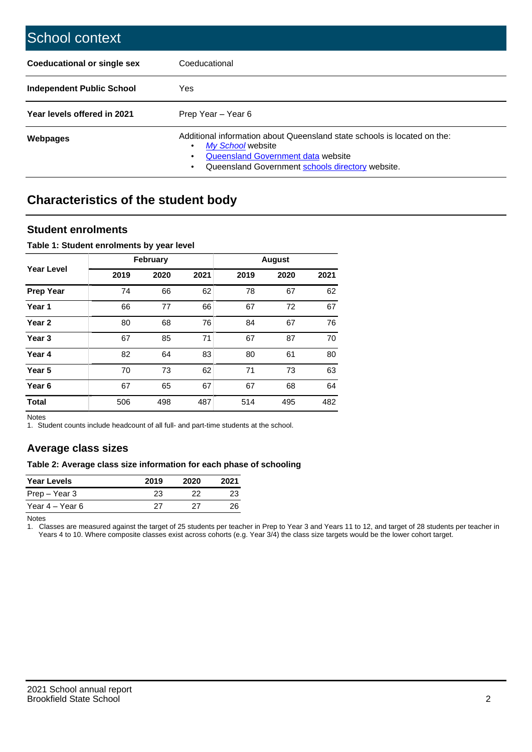# School context

| | |
|---|---|
| **Coeducational or single sex** | Coeducational |
| **Independent Public School** | Yes |
| **Year levels offered in 2021** | Prep Year – Year 6 |
| **Webpages** | Additional information about Queensland state schools is located on the:<br>• *My School* website<br>• Queensland Government data website<br>• Queensland Government schools directory website. |

## Characteristics of the student body

### Student enrolments

**Table 1: Student enrolments by year level**

| Year Level | February | | | August | | |
|---|---|---|---|---|---|---|
| | 2019 | 2020 | 2021 | 2019 | 2020 | 2021 |
| **Prep Year** | 74 | 66 | 62 | 78 | 67 | 62 |
| **Year 1** | 66 | 77 | 66 | 67 | 72 | 67 |
| **Year 2** | 80 | 68 | 76 | 84 | 67 | 76 |
| **Year 3** | 67 | 85 | 71 | 67 | 87 | 70 |
| **Year 4** | 82 | 64 | 83 | 80 | 61 | 80 |
| **Year 5** | 70 | 73 | 62 | 71 | 73 | 63 |
| **Year 6** | 67 | 65 | 67 | 67 | 68 | 64 |
| **Total** | 506 | 498 | 487 | 514 | 495 | 482 |

Notes

1. Student counts include headcount of all full- and part-time students at the school.

### Average class sizes

**Table 2: Average class size information for each phase of schooling**

| Year Levels | 2019 | 2020 | 2021 |
|---|---|---|---|
| Prep – Year 3 | 23 | 22 | 23 |
| Year 4 – Year 6 | 27 | 27 | 26 |

Notes

1. Classes are measured against the target of 25 students per teacher in Prep to Year 3 and Years 11 to 12, and target of 28 students per teacher in Years 4 to 10. Where composite classes exist across cohorts (e.g. Year 3/4) the class size targets would be the lower cohort target.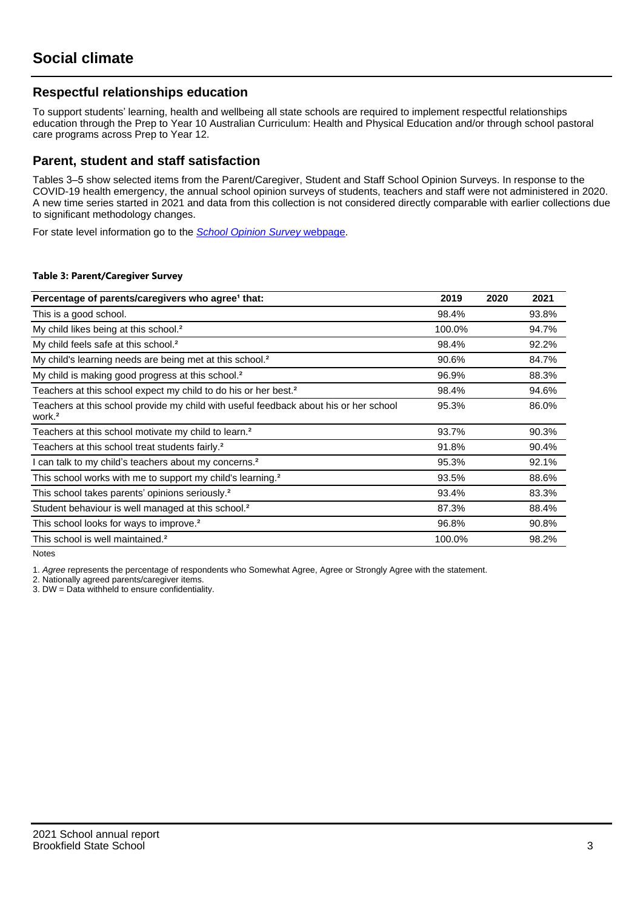# Social climate

## Respectful relationships education

To support students' learning, health and wellbeing all state schools are required to implement respectful relationships education through the Prep to Year 10 Australian Curriculum: Health and Physical Education and/or through school pastoral care programs across Prep to Year 12.

## Parent, student and staff satisfaction

Tables 3–5 show selected items from the Parent/Caregiver, Student and Staff School Opinion Surveys. In response to the COVID-19 health emergency, the annual school opinion surveys of students, teachers and staff were not administered in 2020. A new time series started in 2021 and data from this collection is not considered directly comparable with earlier collections due to significant methodology changes.

For state level information go to the *School Opinion Survey* webpage.

**Table 3: Parent/Caregiver Survey**

| Percentage of parents/caregivers who agree[1] that: | 2019 | 2020 | 2021 |
|---|---|---|---|
| This is a good school. | 98.4% | | 93.8% |
| My child likes being at this school.[2] | 100.0% | | 94.7% |
| My child feels safe at this school.[2] | 98.4% | | 92.2% |
| My child's learning needs are being met at this school.[2] | 90.6% | | 84.7% |
| My child is making good progress at this school.[2] | 96.9% | | 88.3% |
| Teachers at this school expect my child to do his or her best.[2] | 98.4% | | 94.6% |
| Teachers at this school provide my child with useful feedback about his or her school work.[2] | 95.3% | | 86.0% |
| Teachers at this school motivate my child to learn.[2] | 93.7% | | 90.3% |
| Teachers at this school treat students fairly.[2] | 91.8% | | 90.4% |
| I can talk to my child's teachers about my concerns.[2] | 95.3% | | 92.1% |
| This school works with me to support my child's learning.[2] | 93.5% | | 88.6% |
| This school takes parents' opinions seriously.[2] | 93.4% | | 83.3% |
| Student behaviour is well managed at this school.[2] | 87.3% | | 88.4% |
| This school looks for ways to improve.[2] | 96.8% | | 90.8% |
| This school is well maintained.[2] | 100.0% | | 98.2% |

Notes

1. *Agree* represents the percentage of respondents who Somewhat Agree, Agree or Strongly Agree with the statement.
2. Nationally agreed parents/caregiver items.
3. DW = Data withheld to ensure confidentiality.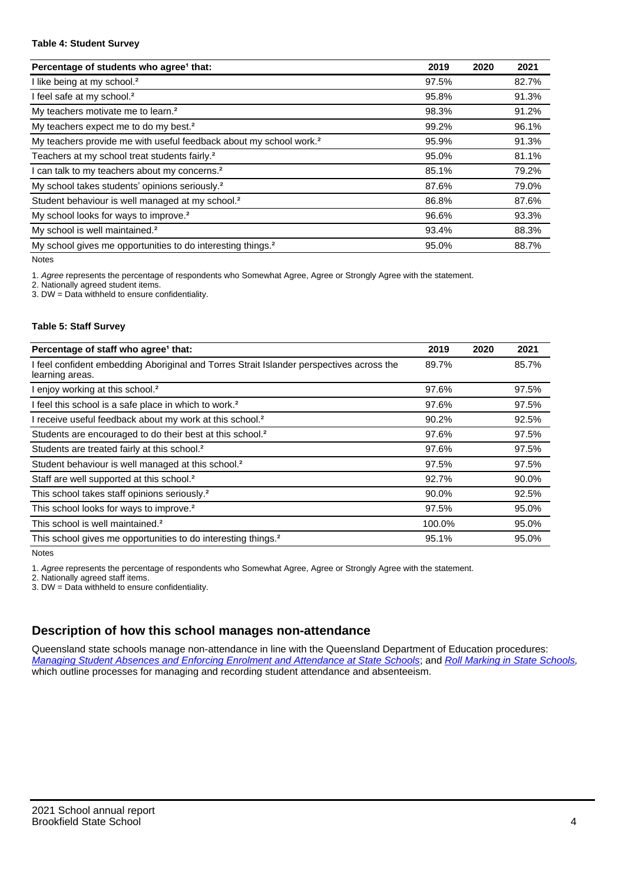**Table 4: Student Survey**

| Percentage of students who agree[1] that: | 2019 | 2020 | 2021 |
|---|---|---|---|
| I like being at my school.[2] | 97.5% | | 82.7% |
| I feel safe at my school.[2] | 95.8% | | 91.3% |
| My teachers motivate me to learn.[2] | 98.3% | | 91.2% |
| My teachers expect me to do my best.[2] | 99.2% | | 96.1% |
| My teachers provide me with useful feedback about my school work.[2] | 95.9% | | 91.3% |
| Teachers at my school treat students fairly.[2] | 95.0% | | 81.1% |
| I can talk to my teachers about my concerns.[2] | 85.1% | | 79.2% |
| My school takes students' opinions seriously.[2] | 87.6% | | 79.0% |
| Student behaviour is well managed at my school.[2] | 86.8% | | 87.6% |
| My school looks for ways to improve.[2] | 96.6% | | 93.3% |
| My school is well maintained.[2] | 93.4% | | 88.3% |
| My school gives me opportunities to do interesting things.[2] | 95.0% | | 88.7% |

Notes

1. *Agree* represents the percentage of respondents who Somewhat Agree, Agree or Strongly Agree with the statement.
2. Nationally agreed student items.
3. DW = Data withheld to ensure confidentiality.

**Table 5: Staff Survey**

| Percentage of staff who agree[1] that: | 2019 | 2020 | 2021 |
|---|---|---|---|
| I feel confident embedding Aboriginal and Torres Strait Islander perspectives across the learning areas. | 89.7% | | 85.7% |
| I enjoy working at this school.[2] | 97.6% | | 97.5% |
| I feel this school is a safe place in which to work.[2] | 97.6% | | 97.5% |
| I receive useful feedback about my work at this school.[2] | 90.2% | | 92.5% |
| Students are encouraged to do their best at this school.[2] | 97.6% | | 97.5% |
| Students are treated fairly at this school.[2] | 97.6% | | 97.5% |
| Student behaviour is well managed at this school.[2] | 97.5% | | 97.5% |
| Staff are well supported at this school.[2] | 92.7% | | 90.0% |
| This school takes staff opinions seriously.[2] | 90.0% | | 92.5% |
| This school looks for ways to improve.[2] | 97.5% | | 95.0% |
| This school is well maintained.[2] | 100.0% | | 95.0% |
| This school gives me opportunities to do interesting things.[2] | 95.1% | | 95.0% |

Notes

1. *Agree* represents the percentage of respondents who Somewhat Agree, Agree or Strongly Agree with the statement.
2. Nationally agreed staff items.
3. DW = Data withheld to ensure confidentiality.

## Description of how this school manages non-attendance

Queensland state schools manage non-attendance in line with the Queensland Department of Education procedures: *Managing Student Absences and Enforcing Enrolment and Attendance at State Schools*; and *Roll Marking in State Schools*, which outline processes for managing and recording student attendance and absenteeism.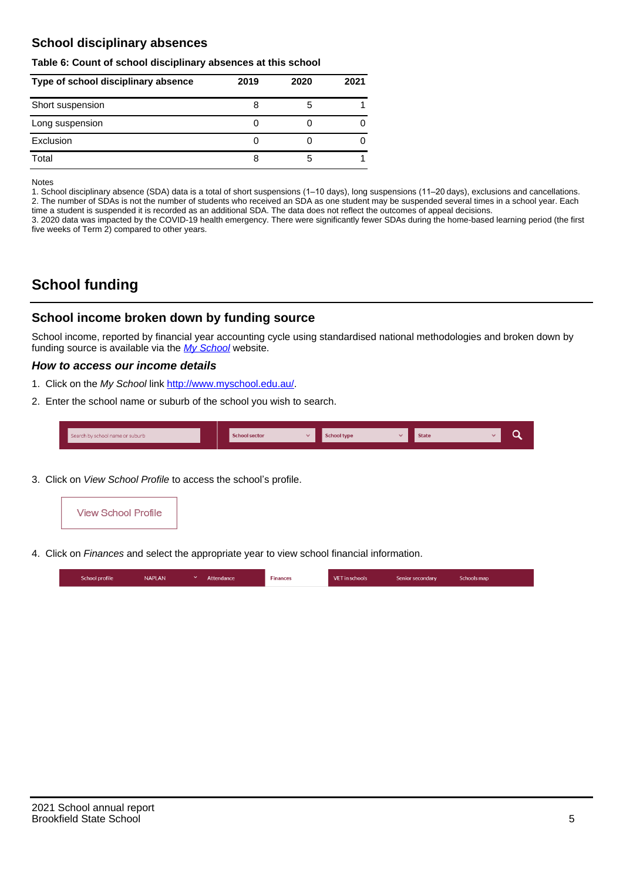## School disciplinary absences

**Table 6: Count of school disciplinary absences at this school**

| Type of school disciplinary absence | 2019 | 2020 | 2021 |
|---|---|---|---|
| Short suspension | 8 | 5 | 1 |
| Long suspension | 0 | 0 | 0 |
| Exclusion | 0 | 0 | 0 |
| Total | 8 | 5 | 1 |

Notes
1. School disciplinary absence (SDA) data is a total of short suspensions (1–10 days), long suspensions (11–20 days), exclusions and cancellations.
2. The number of SDAs is not the number of students who received an SDA as one student may be suspended several times in a school year. Each time a student is suspended it is recorded as an additional SDA. The data does not reflect the outcomes of appeal decisions.
3. 2020 data was impacted by the COVID-19 health emergency. There were significantly fewer SDAs during the home-based learning period (the first five weeks of Term 2) compared to other years.

# School funding

## School income broken down by funding source

School income, reported by financial year accounting cycle using standardised national methodologies and broken down by funding source is available via the *My School* website.

### *How to access our income details*

1. Click on the *My School* link http://www.myschool.edu.au/.
2. Enter the school name or suburb of the school you wish to search.

Search by school name or suburb | School sector | School type | State

3. Click on *View School Profile* to access the school's profile.

View School Profile

4. Click on *Finances* and select the appropriate year to view school financial information.

School profile | NAPLAN | Attendance | Finances | VET in schools | Senior secondary | Schools map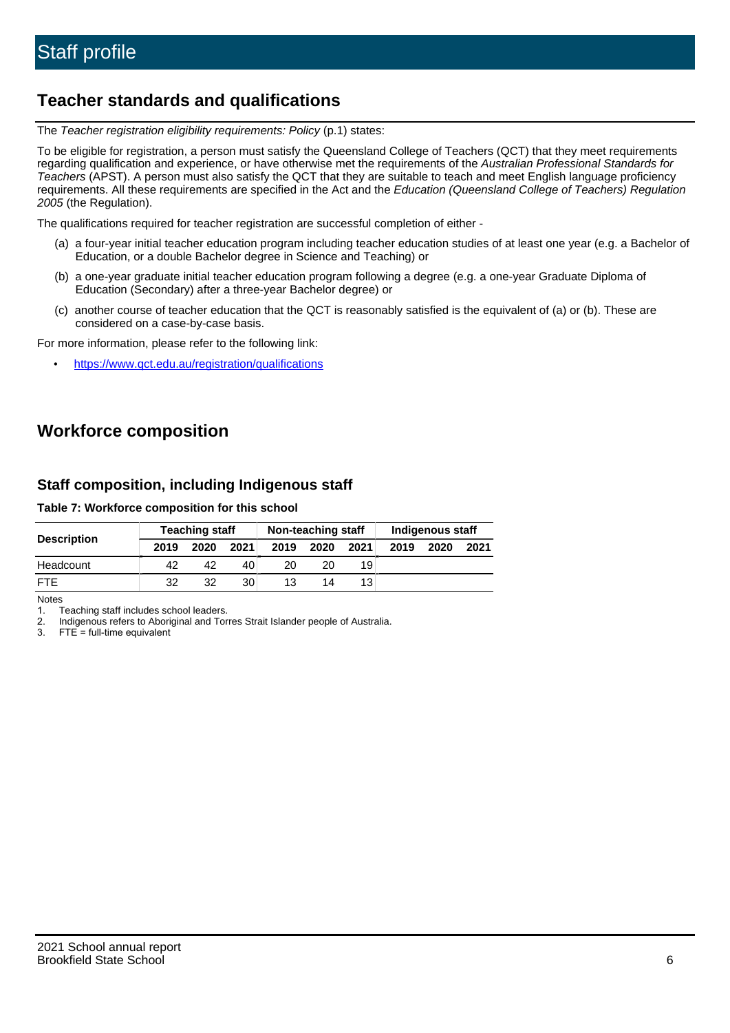# Staff profile

## Teacher standards and qualifications

The *Teacher registration eligibility requirements: Policy* (p.1) states:

To be eligible for registration, a person must satisfy the Queensland College of Teachers (QCT) that they meet requirements regarding qualification and experience, or have otherwise met the requirements of the *Australian Professional Standards for Teachers* (APST). A person must also satisfy the QCT that they are suitable to teach and meet English language proficiency requirements. All these requirements are specified in the Act and the *Education (Queensland College of Teachers) Regulation 2005* (the Regulation).

The qualifications required for teacher registration are successful completion of either -

(a) a four-year initial teacher education program including teacher education studies of at least one year (e.g. a Bachelor of Education, or a double Bachelor degree in Science and Teaching) or

(b) a one-year graduate initial teacher education program following a degree (e.g. a one-year Graduate Diploma of Education (Secondary) after a three-year Bachelor degree) or

(c) another course of teacher education that the QCT is reasonably satisfied is the equivalent of (a) or (b). These are considered on a case-by-case basis.

For more information, please refer to the following link:

- https://www.qct.edu.au/registration/qualifications

## Workforce composition

### Staff composition, including Indigenous staff

**Table 7: Workforce composition for this school**

| Description | Teaching staff | | | Non-teaching staff | | | Indigenous staff | | |
|---|---|---|---|---|---|---|---|---|---|
| | 2019 | 2020 | 2021 | 2019 | 2020 | 2021 | 2019 | 2020 | 2021 |
| Headcount | 42 | 42 | 40 | 20 | 20 | 19 | | | |
| FTE | 32 | 32 | 30 | 13 | 14 | 13 | | | |

Notes

1. Teaching staff includes school leaders.
2. Indigenous refers to Aboriginal and Torres Strait Islander people of Australia.
3. FTE = full-time equivalent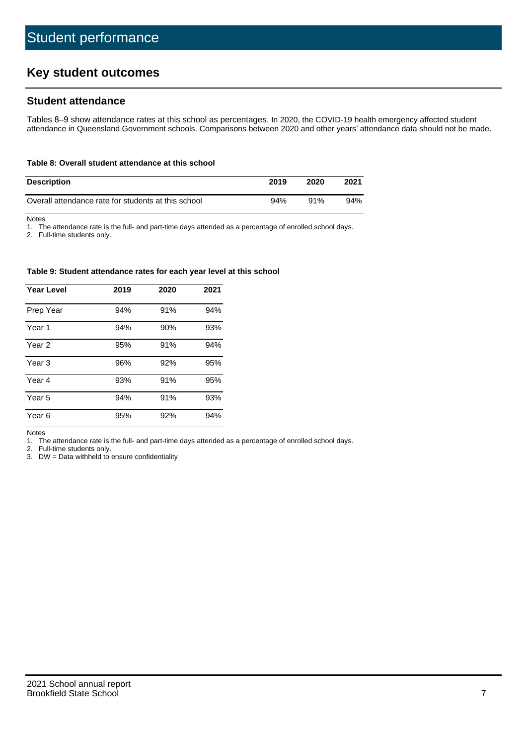# Student performance

## Key student outcomes

### Student attendance

Tables 8–9 show attendance rates at this school as percentages. In 2020, the COVID-19 health emergency affected student attendance in Queensland Government schools. Comparisons between 2020 and other years' attendance data should not be made.

**Table 8: Overall student attendance at this school**

| Description | 2019 | 2020 | 2021 |
|---|---|---|---|
| Overall attendance rate for students at this school | 94% | 91% | 94% |

Notes

1. The attendance rate is the full- and part-time days attended as a percentage of enrolled school days.
2. Full-time students only.

**Table 9: Student attendance rates for each year level at this school**

| Year Level | 2019 | 2020 | 2021 |
|---|---|---|---|
| Prep Year | 94% | 91% | 94% |
| Year 1 | 94% | 90% | 93% |
| Year 2 | 95% | 91% | 94% |
| Year 3 | 96% | 92% | 95% |
| Year 4 | 93% | 91% | 95% |
| Year 5 | 94% | 91% | 93% |
| Year 6 | 95% | 92% | 94% |

Notes

1. The attendance rate is the full- and part-time days attended as a percentage of enrolled school days.
2. Full-time students only.
3. DW = Data withheld to ensure confidentiality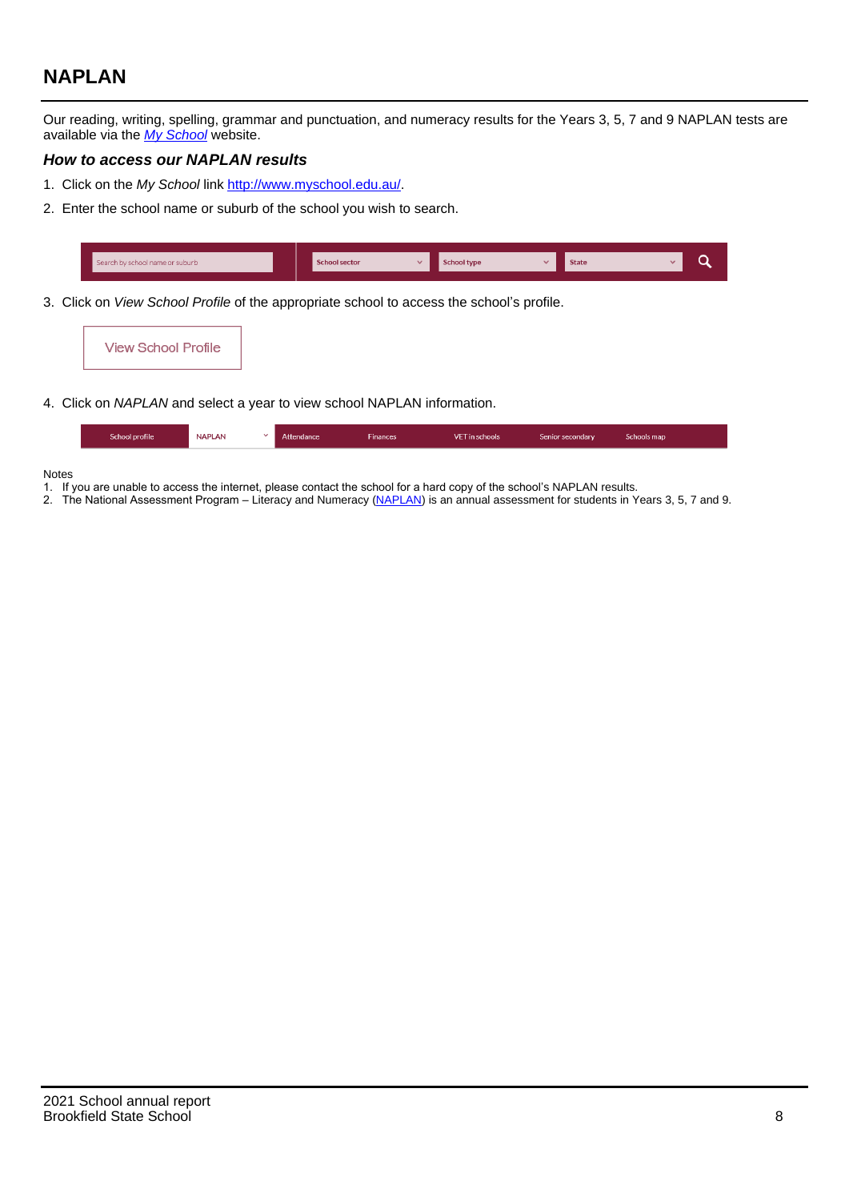## NAPLAN

Our reading, writing, spelling, grammar and punctuation, and numeracy results for the Years 3, 5, 7 and 9 NAPLAN tests are available via the *My School* website.

### *How to access our NAPLAN results*

1. Click on the *My School* link http://www.myschool.edu.au/.
2. Enter the school name or suburb of the school you wish to search.

Search by school name or suburb | School sector | School type | State

3. Click on *View School Profile* of the appropriate school to access the school's profile.

View School Profile

4. Click on *NAPLAN* and select a year to view school NAPLAN information.

School profile | NAPLAN | Attendance | Finances | VET in schools | Senior secondary | Schools map

Notes
1. If you are unable to access the internet, please contact the school for a hard copy of the school's NAPLAN results.
2. The National Assessment Program – Literacy and Numeracy (NAPLAN) is an annual assessment for students in Years 3, 5, 7 and 9.